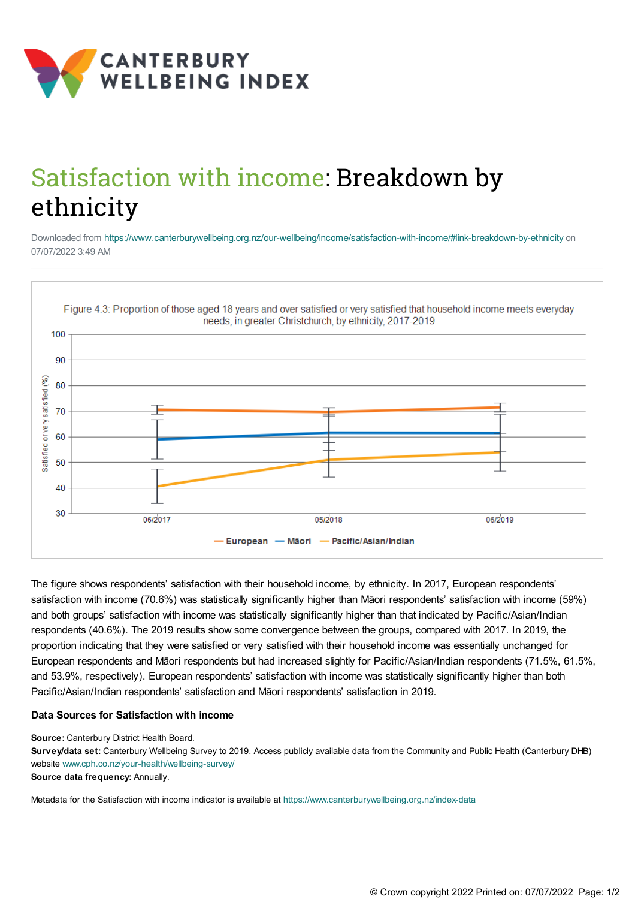CANTERBURY WELLBEING INDEX

# Satisfaction with income: Breakdown by ethnicity

Downloaded from https://www.canterburywellbeing.org.nz/our-wellbeing/income/satisfaction-with-income/#link-breakdown-by-ethnicity on 07/07/2022 3:49 AM

Figure 4.3: Proportion of those aged 18 years and over satisfied or very satisfied that household income meets everyday needs, in greater Christchurch, by ethnicity, 2017-2019

The figure shows respondents' satisfaction with their household income, by ethnicity. In 2017, European respondents' satisfaction with income (70.6%) was statistically significantly higher than Māori respondents' satisfaction with income (59%) and both groups' satisfaction with income was statistically significantly higher than that indicated by Pacific/Asian/Indian respondents (40.6%). The 2019 results show some convergence between the groups, compared with 2017. In 2019, the proportion indicating that they were satisfied or very satisfied with their household income was essentially unchanged for European respondents and Māori respondents but had increased slightly for Pacific/Asian/Indian respondents (71.5%, 61.5%, and 53.9%, respectively). European respondents' satisfaction with income was statistically significantly higher than both Pacific/Asian/Indian respondents' satisfaction and Māori respondents' satisfaction in 2019.

### Data Sources for Satisfaction with income

**Source:** Canterbury District Health Board.
**Survey/data set:** Canterbury Wellbeing Survey to 2019. Access publicly available data from the Community and Public Health (Canterbury DHB) website www.cph.co.nz/your-health/wellbeing-survey/
**Source data frequency:** Annually.

Metadata for the Satisfaction with income indicator is available at https://www.canterburywellbeing.org.nz/index-data

© Crown copyright 2022 Printed on: 07/07/2022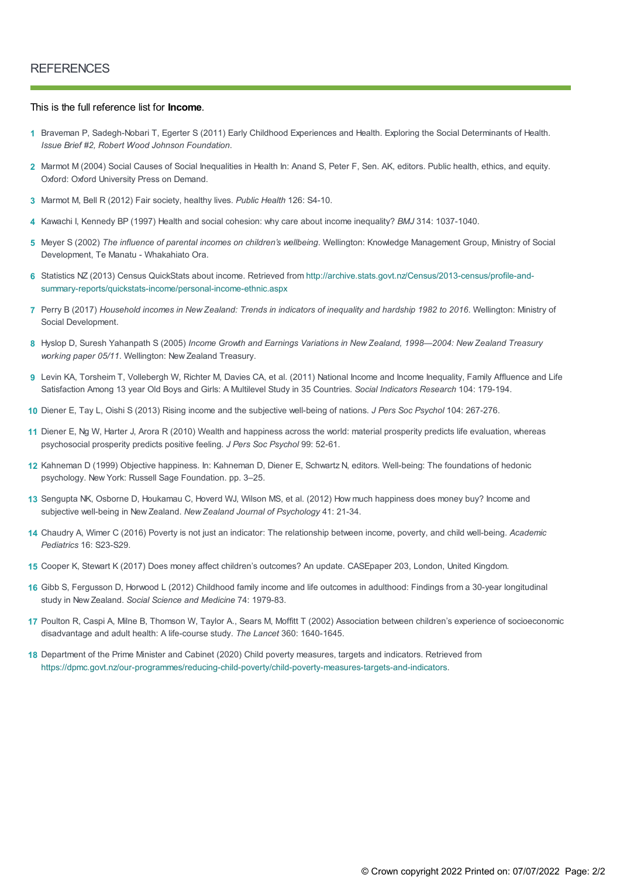## REFERENCES

This is the full reference list for **Income**.

1. Braveman P, Sadegh-Nobari T, Egerter S (2011) Early Childhood Experiences and Health. Exploring the Social Determinants of Health. *Issue Brief #2, Robert Wood Johnson Foundation*.
2. Marmot M (2004) Social Causes of Social Inequalities in Health In: Anand S, Peter F, Sen. AK, editors. Public health, ethics, and equity. Oxford: Oxford University Press on Demand.
3. Marmot M, Bell R (2012) Fair society, healthy lives. *Public Health* 126: S4-10.
4. Kawachi I, Kennedy BP (1997) Health and social cohesion: why care about income inequality? *BMJ* 314: 1037-1040.
5. Meyer S (2002) *The influence of parental incomes on children's wellbeing*. Wellington: Knowledge Management Group, Ministry of Social Development, Te Manatu - Whakahiato Ora.
6. Statistics NZ (2013) Census QuickStats about income. Retrieved from http://archive.stats.govt.nz/Census/2013-census/profile-and-summary-reports/quickstats-income/personal-income-ethnic.aspx
7. Perry B (2017) *Household incomes in New Zealand: Trends in indicators of inequality and hardship 1982 to 2016*. Wellington: Ministry of Social Development.
8. Hyslop D, Suresh Yahanpath S (2005) *Income Growth and Earnings Variations in New Zealand, 1998—2004: New Zealand Treasury working paper 05/11*. Wellington: New Zealand Treasury.
9. Levin KA, Torsheim T, Vollebergh W, Richter M, Davies CA, et al. (2011) National Income and Income Inequality, Family Affluence and Life Satisfaction Among 13 year Old Boys and Girls: A Multilevel Study in 35 Countries. *Social Indicators Research* 104: 179-194.
10. Diener E, Tay L, Oishi S (2013) Rising income and the subjective well-being of nations. *J Pers Soc Psychol* 104: 267-276.
11. Diener E, Ng W, Harter J, Arora R (2010) Wealth and happiness across the world: material prosperity predicts life evaluation, whereas psychosocial prosperity predicts positive feeling. *J Pers Soc Psychol* 99: 52-61.
12. Kahneman D (1999) Objective happiness. In: Kahneman D, Diener E, Schwartz N, editors. Well-being: The foundations of hedonic psychology. New York: Russell Sage Foundation. pp. 3–25.
13. Sengupta NK, Osborne D, Houkamau C, Hoverd WJ, Wilson MS, et al. (2012) How much happiness does money buy? Income and subjective well-being in New Zealand. *New Zealand Journal of Psychology* 41: 21-34.
14. Chaudry A, Wimer C (2016) Poverty is not just an indicator: The relationship between income, poverty, and child well-being. *Academic Pediatrics* 16: S23-S29.
15. Cooper K, Stewart K (2017) Does money affect children's outcomes? An update. CASEpaper 203, London, United Kingdom.
16. Gibb S, Fergusson D, Horwood L (2012) Childhood family income and life outcomes in adulthood: Findings from a 30-year longitudinal study in New Zealand. *Social Science and Medicine* 74: 1979-83.
17. Poulton R, Caspi A, Milne B, Thomson W, Taylor A., Sears M, Moffitt T (2002) Association between children's experience of socioeconomic disadvantage and adult health: A life-course study. *The Lancet* 360: 1640-1645.
18. Department of the Prime Minister and Cabinet (2020) Child poverty measures, targets and indicators. Retrieved from https://dpmc.govt.nz/our-programmes/reducing-child-poverty/child-poverty-measures-targets-and-indicators.

© Crown copyright 2022 Printed on: 07/07/2022